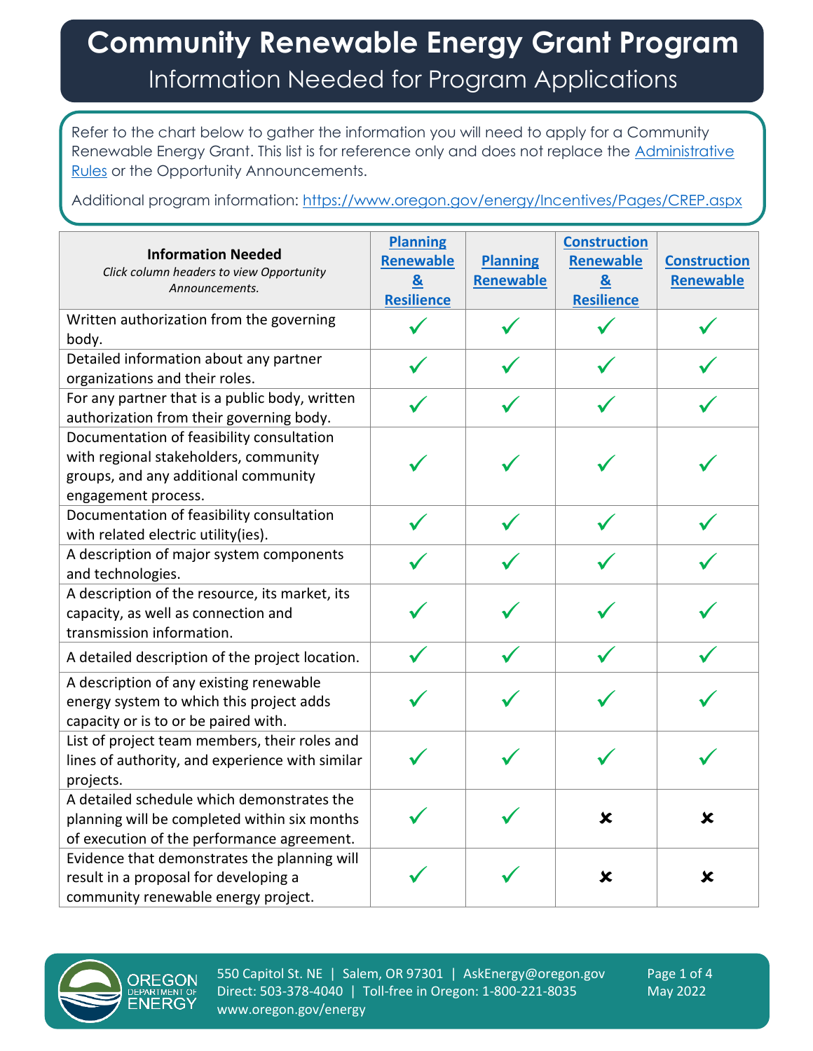# Community Renewable Energy Grant Program

## Information Needed for Program Applications

Refer to the chart below to gather the information you will need to apply for a Community Renewable Energy Grant. This list is for reference only and does not replace the Administrative Rules or the Opportunity Announcements.

Additional program information: https://www.oregon.gov/energy/Incentives/Pages/CREP.aspx

| **Information Needed** *Click column headers to view Opportunity Announcements.* | Planning Renewable & Resilience | Planning Renewable | Construction Renewable & Resilience | Construction Renewable |
|---|---|---|---|---|
| Written authorization from the governing body. | ✓ | ✓ | ✓ | ✓ |
| Detailed information about any partner organizations and their roles. | ✓ | ✓ | ✓ | ✓ |
| For any partner that is a public body, written authorization from their governing body. | ✓ | ✓ | ✓ | ✓ |
| Documentation of feasibility consultation with regional stakeholders, community groups, and any additional community engagement process. | ✓ | ✓ | ✓ | ✓ |
| Documentation of feasibility consultation with related electric utility(ies). | ✓ | ✓ | ✓ | ✓ |
| A description of major system components and technologies. | ✓ | ✓ | ✓ | ✓ |
| A description of the resource, its market, its capacity, as well as connection and transmission information. | ✓ | ✓ | ✓ | ✓ |
| A detailed description of the project location. | ✓ | ✓ | ✓ | ✓ |
| A description of any existing renewable energy system to which this project adds capacity or is to or be paired with. | ✓ | ✓ | ✓ | ✓ |
| List of project team members, their roles and lines of authority, and experience with similar projects. | ✓ | ✓ | ✓ | ✓ |
| A detailed schedule which demonstrates the planning will be completed within six months of execution of the performance agreement. | ✓ | ✓ | ✗ | ✗ |
| Evidence that demonstrates the planning will result in a proposal for developing a community renewable energy project. | ✓ | ✓ | ✗ | ✗ |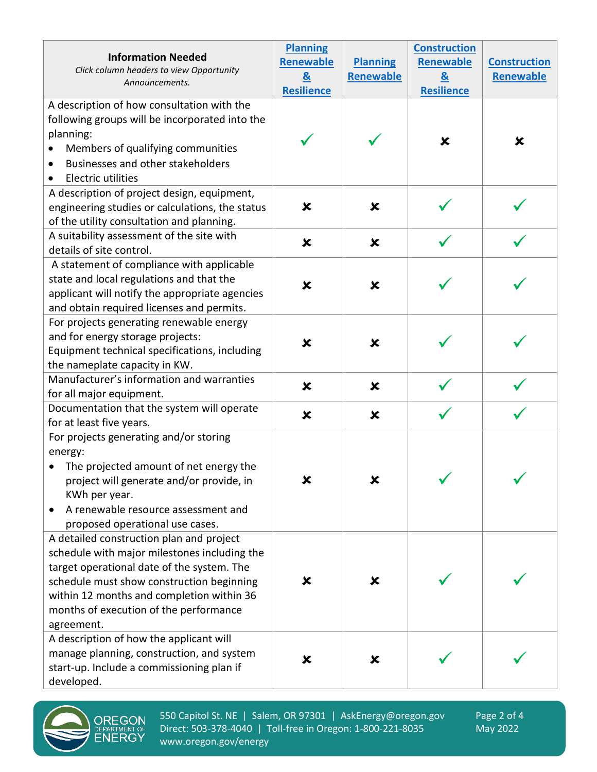| **Information Needed** *Click column headers to view Opportunity Announcements.* | **Planning Renewable & Resilience** | **Planning Renewable** | **Construction Renewable & Resilience** | **Construction Renewable** |
|---|---|---|---|---|
| A description of how consultation with the following groups will be incorporated into the planning:<br>• Members of qualifying communities<br>• Businesses and other stakeholders<br>• Electric utilities | ✓ | ✓ | ✗ | ✗ |
| A description of project design, equipment, engineering studies or calculations, the status of the utility consultation and planning. | ✗ | ✗ | ✓ | ✓ |
| A suitability assessment of the site with details of site control. | ✗ | ✗ | ✓ | ✓ |
| A statement of compliance with applicable state and local regulations and that the applicant will notify the appropriate agencies and obtain required licenses and permits. | ✗ | ✗ | ✓ | ✓ |
| For projects generating renewable energy and for energy storage projects: Equipment technical specifications, including the nameplate capacity in KW. | ✗ | ✗ | ✓ | ✓ |
| Manufacturer's information and warranties for all major equipment. | ✗ | ✗ | ✓ | ✓ |
| Documentation that the system will operate for at least five years. | ✗ | ✗ | ✓ | ✓ |
| For projects generating and/or storing energy:<br>• The projected amount of net energy the project will generate and/or provide, in KWh per year.<br>• A renewable resource assessment and proposed operational use cases. | ✗ | ✗ | ✓ | ✓ |
| A detailed construction plan and project schedule with major milestones including the target operational date of the system. The schedule must show construction beginning within 12 months and completion within 36 months of execution of the performance agreement. | ✗ | ✗ | ✓ | ✓ |
| A description of how the applicant will manage planning, construction, and system start-up. Include a commissioning plan if developed. | ✗ | ✗ | ✓ | ✓ |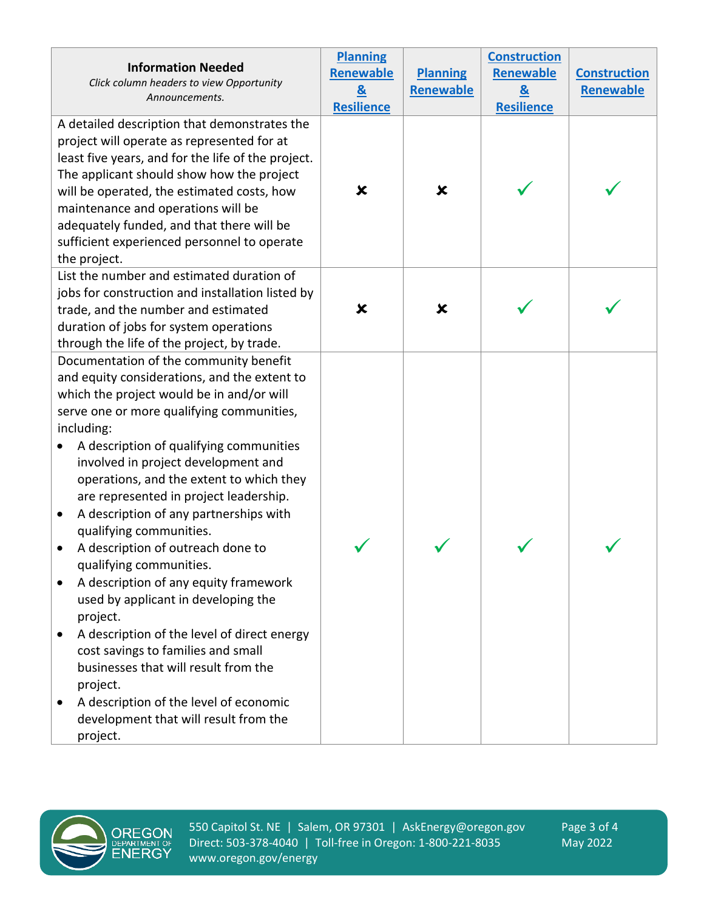| **Information Needed** *Click column headers to view Opportunity Announcements.* | Planning Renewable & Resilience | Planning Renewable | Construction Renewable & Resilience | Construction Renewable |
| --- | --- | --- | --- | --- |
| A detailed description that demonstrates the project will operate as represented for at least five years, and for the life of the project. The applicant should show how the project will be operated, the estimated costs, how maintenance and operations will be adequately funded, and that there will be sufficient experienced personnel to operate the project. | ✘ | ✘ | ✓ | ✓ |
| List the number and estimated duration of jobs for construction and installation listed by trade, and the number and estimated duration of jobs for system operations through the life of the project, by trade. | ✘ | ✘ | ✓ | ✓ |
| Documentation of the community benefit and equity considerations, and the extent to which the project would be in and/or will serve one or more qualifying communities, including: <br>• A description of qualifying communities involved in project development and operations, and the extent to which they are represented in project leadership. <br>• A description of any partnerships with qualifying communities. <br>• A description of outreach done to qualifying communities. <br>• A description of any equity framework used by applicant in developing the project. <br>• A description of the level of direct energy cost savings to families and small businesses that will result from the project. <br>• A description of the level of economic development that will result from the project. | ✓ | ✓ | ✓ | ✓ |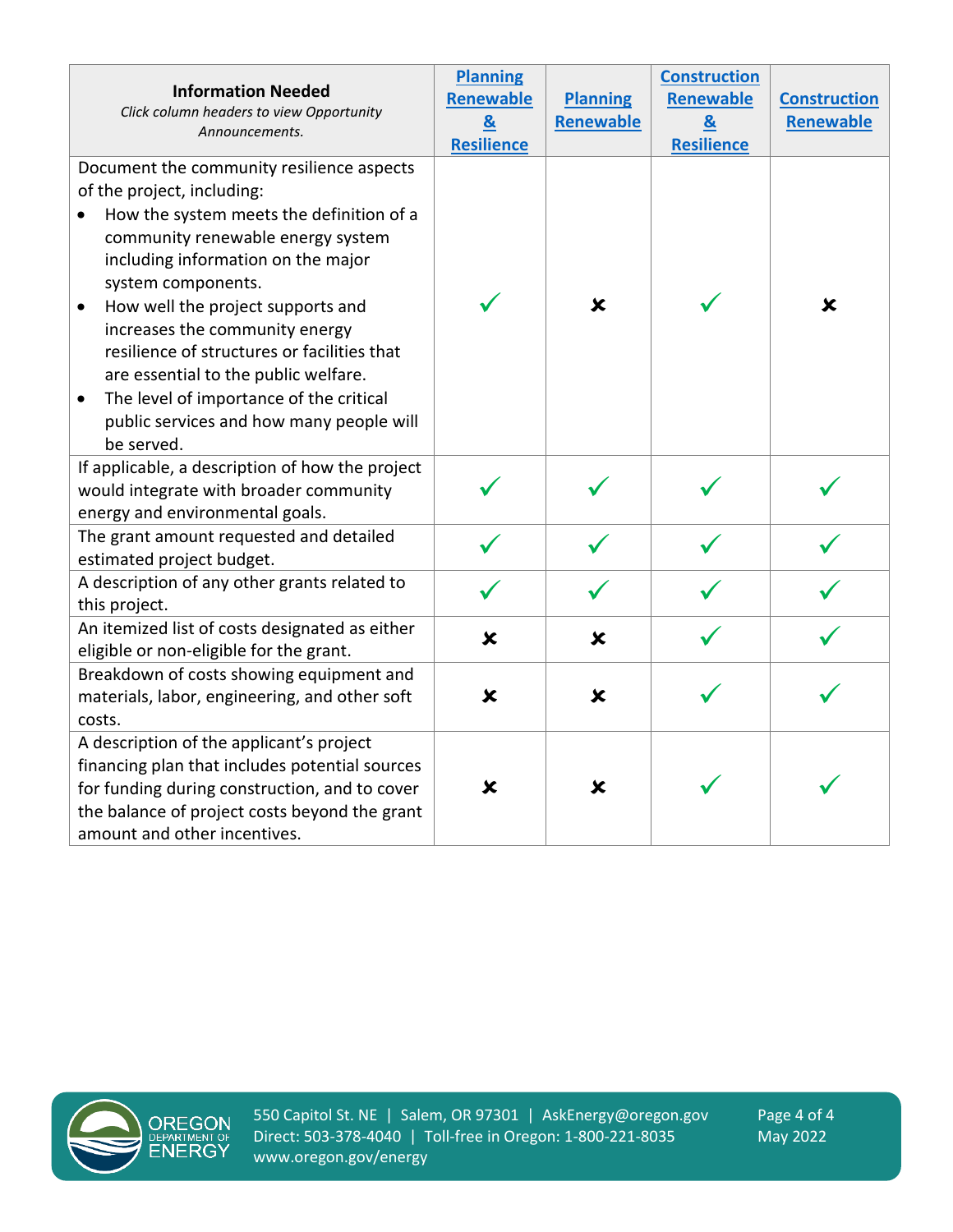| **Information Needed** *Click column headers to view Opportunity Announcements.* | Planning Renewable & Resilience | Planning Renewable | Construction Renewable & Resilience | Construction Renewable |
|---|---|---|---|---|
| Document the community resilience aspects of the project, including: <br>• How the system meets the definition of a community renewable energy system including information on the major system components. <br>• How well the project supports and increases the community energy resilience of structures or facilities that are essential to the public welfare. <br>• The level of importance of the critical public services and how many people will be served. | ✓ | ✗ | ✓ | ✗ |
| If applicable, a description of how the project would integrate with broader community energy and environmental goals. | ✓ | ✓ | ✓ | ✓ |
| The grant amount requested and detailed estimated project budget. | ✓ | ✓ | ✓ | ✓ |
| A description of any other grants related to this project. | ✓ | ✓ | ✓ | ✓ |
| An itemized list of costs designated as either eligible or non-eligible for the grant. | ✗ | ✗ | ✓ | ✓ |
| Breakdown of costs showing equipment and materials, labor, engineering, and other soft costs. | ✗ | ✗ | ✓ | ✓ |
| A description of the applicant's project financing plan that includes potential sources for funding during construction, and to cover the balance of project costs beyond the grant amount and other incentives. | ✗ | ✗ | ✓ | ✓ |

550 Capitol St. NE | Salem, OR 97301 | AskEnergy@oregon.gov
Direct: 503-378-4040 | Toll-free in Oregon: 1-800-221-8035
www.oregon.gov/energy

May 2022